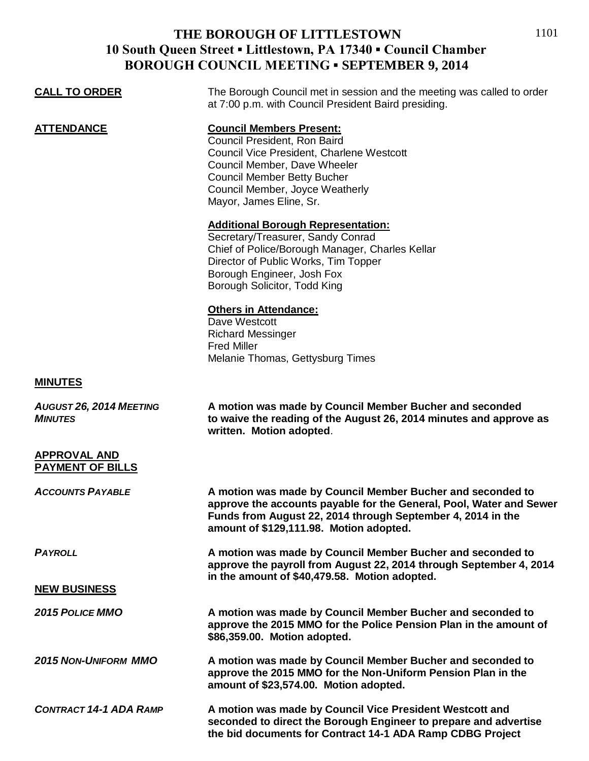# THE BOROUGH OF LITTLESTOWN
## 10 South Queen Street ▪ Littlestown, PA 17340 ▪ Council Chamber
## BOROUGH COUNCIL MEETING ▪ SEPTEMBER 9, 2014

**CALL TO ORDER**

The Borough Council met in session and the meeting was called to order at 7:00 p.m. with Council President Baird presiding.

**ATTENDANCE**

**Council Members Present:**
Council President, Ron Baird
Council Vice President, Charlene Westcott
Council Member, Dave Wheeler
Council Member Betty Bucher
Council Member, Joyce Weatherly
Mayor, James Eline, Sr.

**Additional Borough Representation:**
Secretary/Treasurer, Sandy Conrad
Chief of Police/Borough Manager, Charles Kellar
Director of Public Works, Tim Topper
Borough Engineer, Josh Fox
Borough Solicitor, Todd King

**Others in Attendance:**
Dave Westcott
Richard Messinger
Fred Miller
Melanie Thomas, Gettysburg Times

**MINUTES**

***AUGUST 26, 2014 MEETING MINUTES***

**A motion was made by Council Member Bucher and seconded to waive the reading of the August 26, 2014 minutes and approve as written. Motion adopted**.

**APPROVAL AND PAYMENT OF BILLS**

***ACCOUNTS PAYABLE***

**A motion was made by Council Member Bucher and seconded to approve the accounts payable for the General, Pool, Water and Sewer Funds from August 22, 2014 through September 4, 2014 in the amount of $129,111.98. Motion adopted.**

***PAYROLL***

**A motion was made by Council Member Bucher and seconded to approve the payroll from August 22, 2014 through September 4, 2014 in the amount of $40,479.58. Motion adopted.**

**NEW BUSINESS**

***2015 POLICE MMO***

**A motion was made by Council Member Bucher and seconded to approve the 2015 MMO for the Police Pension Plan in the amount of $86,359.00. Motion adopted.**

***2015 NON-UNIFORM MMO***

**A motion was made by Council Member Bucher and seconded to approve the 2015 MMO for the Non-Uniform Pension Plan in the amount of $23,574.00. Motion adopted.**

***CONTRACT 14-1 ADA RAMP***

**A motion was made by Council Vice President Westcott and seconded to direct the Borough Engineer to prepare and advertise the bid documents for Contract 14-1 ADA Ramp CDBG Project**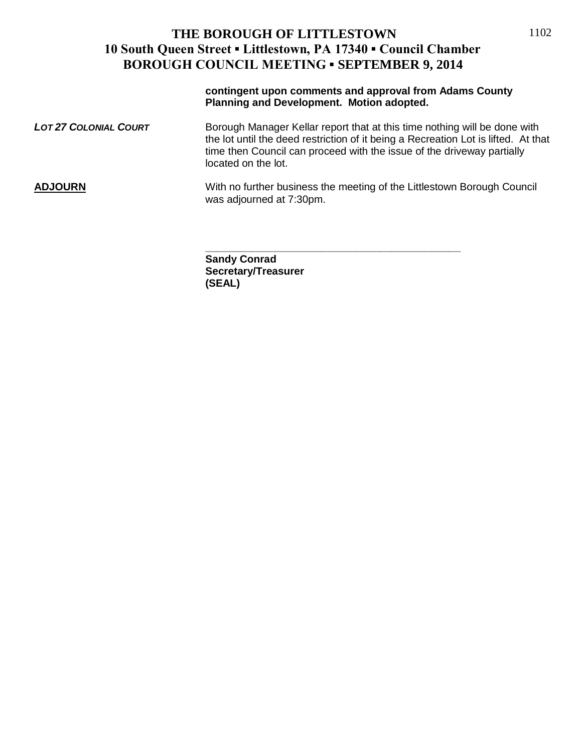**contingent upon comments and approval from Adams County Planning and Development. Motion adopted.**

***LOT 27 COLONIAL COURT***

Borough Manager Kellar report that at this time nothing will be done with the lot until the deed restriction of it being a Recreation Lot is lifted. At that time then Council can proceed with the issue of the driveway partially located on the lot.

**ADJOURN**

With no further business the meeting of the Littlestown Borough Council was adjourned at 7:30pm.

\_\_\_\_\_\_\_\_\_\_\_\_\_\_\_\_\_\_\_\_\_\_\_\_\_\_\_\_\_\_\_\_\_\_\_\_\_\_\_\_\_\_\_\_

**Sandy Conrad**
**Secretary/Treasurer**
**(SEAL)**